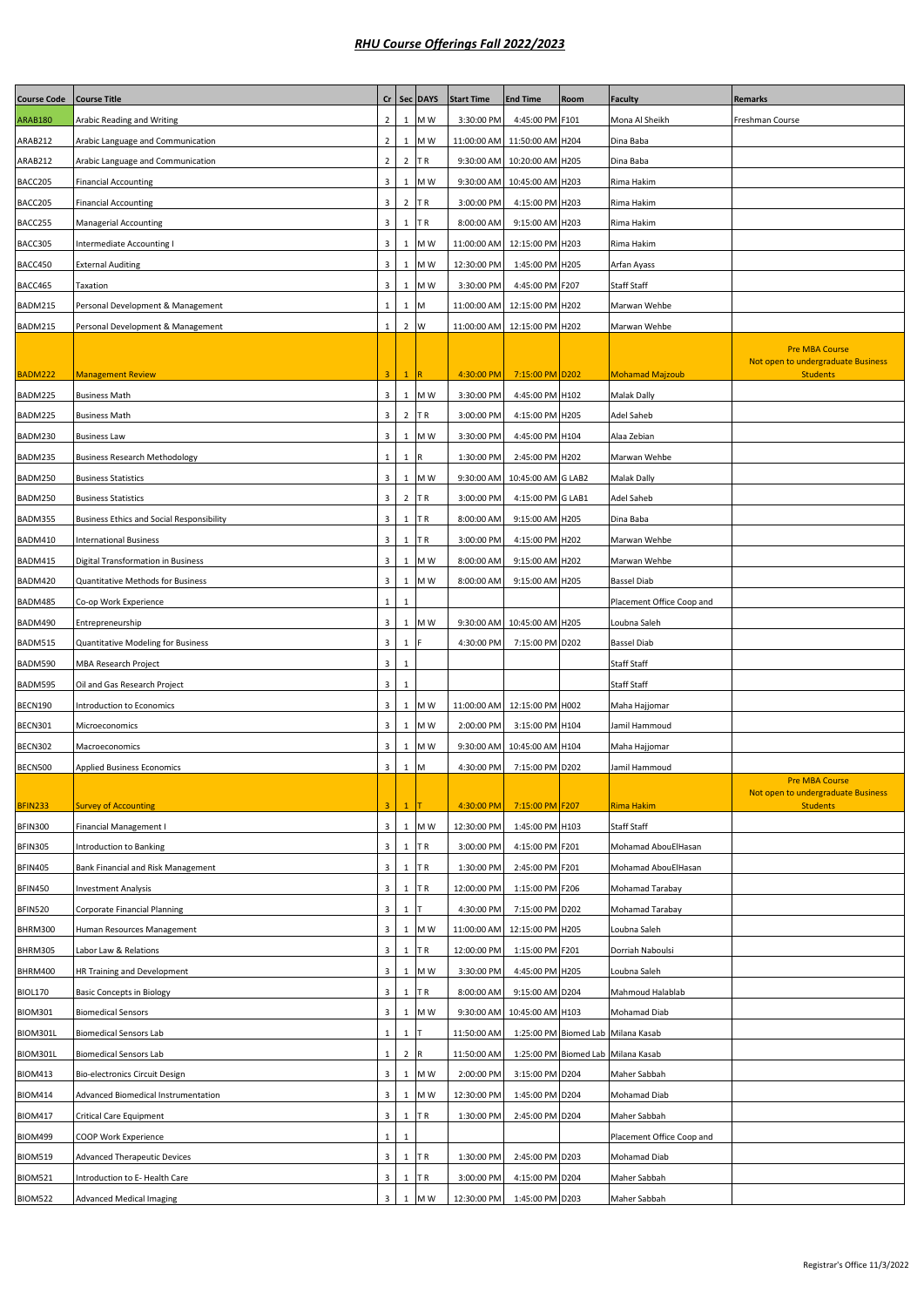# *RHU Course Offerings Fall 2022/2023*

| Course Code | Course Title | Cr | Sec | DAYS | Start Time | End Time | Room | Faculty | Remarks |
|---|---|---|---|---|---|---|---|---|---|
| ARAB180 | Arabic Reading and Writing | 2 | 1 | M W | 3:30:00 PM | 4:45:00 PM | F101 | Mona Al Sheikh | Freshman Course |
| ARAB212 | Arabic Language and Communication | 2 | 1 | M W | 11:00:00 AM | 11:50:00 AM | H204 | Dina Baba | |
| ARAB212 | Arabic Language and Communication | 2 | 2 | T R | 9:30:00 AM | 10:20:00 AM | H205 | Dina Baba | |
| BACC205 | Financial Accounting | 3 | 1 | M W | 9:30:00 AM | 10:45:00 AM | H203 | Rima Hakim | |
| BACC205 | Financial Accounting | 3 | 2 | T R | 3:00:00 PM | 4:15:00 PM | H203 | Rima Hakim | |
| BACC255 | Managerial Accounting | 3 | 1 | T R | 8:00:00 AM | 9:15:00 AM | H203 | Rima Hakim | |
| BACC305 | Intermediate Accounting I | 3 | 1 | M W | 11:00:00 AM | 12:15:00 PM | H203 | Rima Hakim | |
| BACC450 | External Auditing | 3 | 1 | M W | 12:30:00 PM | 1:45:00 PM | H205 | Arfan Ayass | |
| BACC465 | Taxation | 3 | 1 | M W | 3:30:00 PM | 4:45:00 PM | F207 | Staff Staff | |
| BADM215 | Personal Development & Management | 1 | 1 | M | 11:00:00 AM | 12:15:00 PM | H202 | Marwan Wehbe | |
| BADM215 | Personal Development & Management | 1 | 2 | W | 11:00:00 AM | 12:15:00 PM | H202 | Marwan Wehbe | |
| BADM222 | Management Review | 3 | 1 | R | 4:30:00 PM | 7:15:00 PM | D202 | Mohamad Majzoub | Pre MBA Course Not open to undergraduate Business Students |
| BADM225 | Business Math | 3 | 1 | M W | 3:30:00 PM | 4:45:00 PM | H102 | Malak Dally | |
| BADM225 | Business Math | 3 | 2 | T R | 3:00:00 PM | 4:15:00 PM | H205 | Adel Saheb | |
| BADM230 | Business Law | 3 | 1 | M W | 3:30:00 PM | 4:45:00 PM | H104 | Alaa Zebian | |
| BADM235 | Business Research Methodology | 1 | 1 | R | 1:30:00 PM | 2:45:00 PM | H202 | Marwan Wehbe | |
| BADM250 | Business Statistics | 3 | 1 | M W | 9:30:00 AM | 10:45:00 AM | G LAB2 | Malak Dally | |
| BADM250 | Business Statistics | 3 | 2 | T R | 3:00:00 PM | 4:15:00 PM | G LAB1 | Adel Saheb | |
| BADM355 | Business Ethics and Social Responsibility | 3 | 1 | T R | 8:00:00 AM | 9:15:00 AM | H205 | Dina Baba | |
| BADM410 | International Business | 3 | 1 | T R | 3:00:00 PM | 4:15:00 PM | H202 | Marwan Wehbe | |
| BADM415 | Digital Transformation in Business | 3 | 1 | M W | 8:00:00 AM | 9:15:00 AM | H202 | Marwan Wehbe | |
| BADM420 | Quantitative Methods for Business | 3 | 1 | M W | 8:00:00 AM | 9:15:00 AM | H205 | Bassel Diab | |
| BADM485 | Co-op Work Experience | 1 | 1 | | | | | Placement Office Coop and | |
| BADM490 | Entrepreneurship | 3 | 1 | M W | 9:30:00 AM | 10:45:00 AM | H205 | Loubna Saleh | |
| BADM515 | Quantitative Modeling for Business | 3 | 1 | F | 4:30:00 PM | 7:15:00 PM | D202 | Bassel Diab | |
| BADM590 | MBA Research Project | 3 | 1 | | | | | Staff Staff | |
| BADM595 | Oil and Gas Research Project | 3 | 1 | | | | | Staff Staff | |
| BECN190 | Introduction to Economics | 3 | 1 | M W | 11:00:00 AM | 12:15:00 PM | H002 | Maha Hajjomar | |
| BECN301 | Microeconomics | 3 | 1 | M W | 2:00:00 PM | 3:15:00 PM | H104 | Jamil Hammoud | |
| BECN302 | Macroeconomics | 3 | 1 | M W | 9:30:00 AM | 10:45:00 AM | H104 | Maha Hajjomar | |
| BECN500 | Applied Business Economics | 3 | 1 | M | 4:30:00 PM | 7:15:00 PM | D202 | Jamil Hammoud | |
| BFIN233 | Survey of Accounting | 3 | 1 | T | 4:30:00 PM | 7:15:00 PM | F207 | Rima Hakim | Pre MBA Course Not open to undergraduate Business Students |
| BFIN300 | Financial Management I | 3 | 1 | M W | 12:30:00 PM | 1:45:00 PM | H103 | Staff Staff | |
| BFIN305 | Introduction to Banking | 3 | 1 | T R | 3:00:00 PM | 4:15:00 PM | F201 | Mohamad AbouElHasan | |
| BFIN405 | Bank Financial and Risk Management | 3 | 1 | T R | 1:30:00 PM | 2:45:00 PM | F201 | Mohamad AbouElHasan | |
| BFIN450 | Investment Analysis | 3 | 1 | T R | 12:00:00 PM | 1:15:00 PM | F206 | Mohamad Tarabay | |
| BFIN520 | Corporate Financial Planning | 3 | 1 | T | 4:30:00 PM | 7:15:00 PM | D202 | Mohamad Tarabay | |
| BHRM300 | Human Resources Management | 3 | 1 | M W | 11:00:00 AM | 12:15:00 PM | H205 | Loubna Saleh | |
| BHRM305 | Labor Law & Relations | 3 | 1 | T R | 12:00:00 PM | 1:15:00 PM | F201 | Dorriah Naboulsi | |
| BHRM400 | HR Training and Development | 3 | 1 | M W | 3:30:00 PM | 4:45:00 PM | H205 | Loubna Saleh | |
| BIOL170 | Basic Concepts in Biology | 3 | 1 | T R | 8:00:00 AM | 9:15:00 AM | D204 | Mahmoud Halablab | |
| BIOM301 | Biomedical Sensors | 3 | 1 | M W | 9:30:00 AM | 10:45:00 AM | H103 | Mohamad Diab | |
| BIOM301L | Biomedical Sensors Lab | 1 | 1 | T | 11:50:00 AM | 1:25:00 PM | Biomed Lab | Milana Kasab | |
| BIOM301L | Biomedical Sensors Lab | 1 | 2 | R | 11:50:00 AM | 1:25:00 PM | Biomed Lab | Milana Kasab | |
| BIOM413 | Bio-electronics Circuit Design | 3 | 1 | M W | 2:00:00 PM | 3:15:00 PM | D204 | Maher Sabbah | |
| BIOM414 | Advanced Biomedical Instrumentation | 3 | 1 | M W | 12:30:00 PM | 1:45:00 PM | D204 | Mohamad Diab | |
| BIOM417 | Critical Care Equipment | 3 | 1 | T R | 1:30:00 PM | 2:45:00 PM | D204 | Maher Sabbah | |
| BIOM499 | COOP Work Experience | 1 | 1 | | | | | Placement Office Coop and | |
| BIOM519 | Advanced Therapeutic Devices | 3 | 1 | T R | 1:30:00 PM | 2:45:00 PM | D203 | Mohamad Diab | |
| BIOM521 | Introduction to E- Health Care | 3 | 1 | T R | 3:00:00 PM | 4:15:00 PM | D204 | Maher Sabbah | |
| BIOM522 | Advanced Medical Imaging | 3 | 1 | M W | 12:30:00 PM | 1:45:00 PM | D203 | Maher Sabbah | |

Registrar's Office 11/3/2022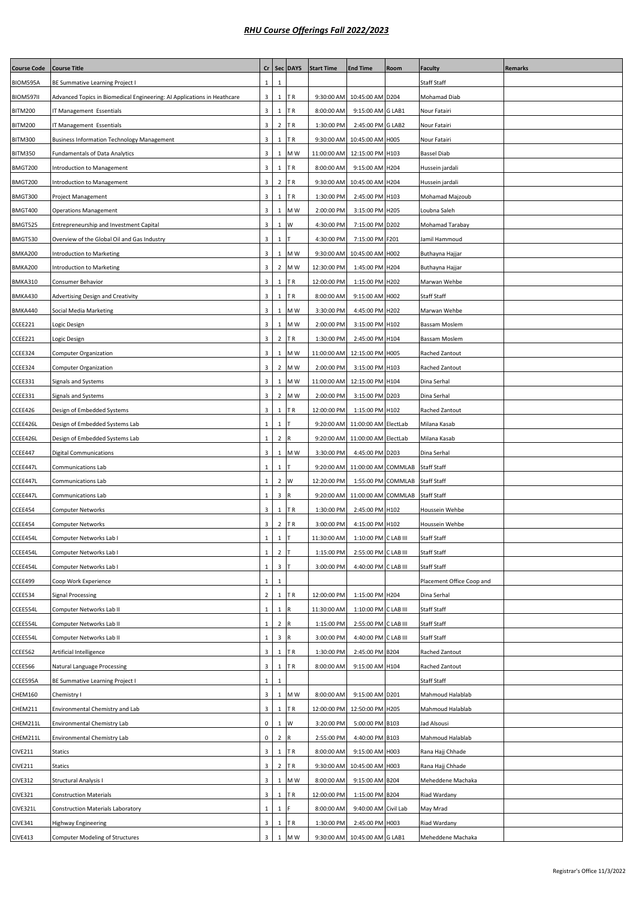# *RHU Course Offerings Fall 2022/2023*

| Course Code | Course Title | Cr | Sec | DAYS | Start Time | End Time | Room | Faculty | Remarks |
|---|---|---|---|---|---|---|---|---|---|
| BIOM595A | BE Summative Learning Project I | 1 | 1 | | | | | Staff Staff | |
| BIOM597II | Advanced Topics in Biomedical Engineering: AI Applications in Heathcare | 3 | 1 | T R | 9:30:00 AM | 10:45:00 AM | D204 | Mohamad Diab | |
| BITM200 | IT Management Essentials | 3 | 1 | T R | 8:00:00 AM | 9:15:00 AM | G LAB1 | Nour Fatairi | |
| BITM200 | IT Management Essentials | 3 | 2 | T R | 1:30:00 PM | 2:45:00 PM | G LAB2 | Nour Fatairi | |
| BITM300 | Business Information Technology Management | 3 | 1 | T R | 9:30:00 AM | 10:45:00 AM | H005 | Nour Fatairi | |
| BITM350 | Fundamentals of Data Analytics | 3 | 1 | M W | 11:00:00 AM | 12:15:00 PM | H103 | Bassel Diab | |
| BMGT200 | Introduction to Management | 3 | 1 | T R | 8:00:00 AM | 9:15:00 AM | H204 | Hussein jardali | |
| BMGT200 | Introduction to Management | 3 | 2 | T R | 9:30:00 AM | 10:45:00 AM | H204 | Hussein jardali | |
| BMGT300 | Project Management | 3 | 1 | T R | 1:30:00 PM | 2:45:00 PM | H103 | Mohamad Majzoub | |
| BMGT400 | Operations Management | 3 | 1 | M W | 2:00:00 PM | 3:15:00 PM | H205 | Loubna Saleh | |
| BMGT525 | Entrepreneurship and Investment Capital | 3 | 1 | W | 4:30:00 PM | 7:15:00 PM | D202 | Mohamad Tarabay | |
| BMGT530 | Overview of the Global Oil and Gas Industry | 3 | 1 | T | 4:30:00 PM | 7:15:00 PM | F201 | Jamil Hammoud | |
| BMKA200 | Introduction to Marketing | 3 | 1 | M W | 9:30:00 AM | 10:45:00 AM | H002 | Buthayna Hajjar | |
| BMKA200 | Introduction to Marketing | 3 | 2 | M W | 12:30:00 PM | 1:45:00 PM | H204 | Buthayna Hajjar | |
| BMKA310 | Consumer Behavior | 3 | 1 | T R | 12:00:00 PM | 1:15:00 PM | H202 | Marwan Wehbe | |
| BMKA430 | Advertising Design and Creativity | 3 | 1 | T R | 8:00:00 AM | 9:15:00 AM | H002 | Staff Staff | |
| BMKA440 | Social Media Marketing | 3 | 1 | M W | 3:30:00 PM | 4:45:00 PM | H202 | Marwan Wehbe | |
| CCEE221 | Logic Design | 3 | 1 | M W | 2:00:00 PM | 3:15:00 PM | H102 | Bassam Moslem | |
| CCEE221 | Logic Design | 3 | 2 | T R | 1:30:00 PM | 2:45:00 PM | H104 | Bassam Moslem | |
| CCEE324 | Computer Organization | 3 | 1 | M W | 11:00:00 AM | 12:15:00 PM | H005 | Rached Zantout | |
| CCEE324 | Computer Organization | 3 | 2 | M W | 2:00:00 PM | 3:15:00 PM | H103 | Rached Zantout | |
| CCEE331 | Signals and Systems | 3 | 1 | M W | 11:00:00 AM | 12:15:00 PM | H104 | Dina Serhal | |
| CCEE331 | Signals and Systems | 3 | 2 | M W | 2:00:00 PM | 3:15:00 PM | D203 | Dina Serhal | |
| CCEE426 | Design of Embedded Systems | 3 | 1 | T R | 12:00:00 PM | 1:15:00 PM | H102 | Rached Zantout | |
| CCEE426L | Design of Embedded Systems Lab | 1 | 1 | T | 9:20:00 AM | 11:00:00 AM | ElectLab | Milana Kasab | |
| CCEE426L | Design of Embedded Systems Lab | 1 | 2 | R | 9:20:00 AM | 11:00:00 AM | ElectLab | Milana Kasab | |
| CCEE447 | Digital Communications | 3 | 1 | M W | 3:30:00 PM | 4:45:00 PM | D203 | Dina Serhal | |
| CCEE447L | Communications Lab | 1 | 1 | T | 9:20:00 AM | 11:00:00 AM | COMMLAB | Staff Staff | |
| CCEE447L | Communications Lab | 1 | 2 | W | 12:20:00 PM | 1:55:00 PM | COMMLAB | Staff Staff | |
| CCEE447L | Communications Lab | 1 | 3 | R | 9:20:00 AM | 11:00:00 AM | COMMLAB | Staff Staff | |
| CCEE454 | Computer Networks | 3 | 1 | T R | 1:30:00 PM | 2:45:00 PM | H102 | Houssein Wehbe | |
| CCEE454 | Computer Networks | 3 | 2 | T R | 3:00:00 PM | 4:15:00 PM | H102 | Houssein Wehbe | |
| CCEE454L | Computer Networks Lab I | 1 | 1 | T | 11:30:00 AM | 1:10:00 PM | C LAB III | Staff Staff | |
| CCEE454L | Computer Networks Lab I | 1 | 2 | T | 1:15:00 PM | 2:55:00 PM | C LAB III | Staff Staff | |
| CCEE454L | Computer Networks Lab I | 1 | 3 | T | 3:00:00 PM | 4:40:00 PM | C LAB III | Staff Staff | |
| CCEE499 | Coop Work Experience | 1 | 1 | | | | | Placement Office Coop and | |
| CCEE534 | Signal Processing | 2 | 1 | T R | 12:00:00 PM | 1:15:00 PM | H204 | Dina Serhal | |
| CCEE554L | Computer Networks Lab II | 1 | 1 | R | 11:30:00 AM | 1:10:00 PM | C LAB III | Staff Staff | |
| CCEE554L | Computer Networks Lab II | 1 | 2 | R | 1:15:00 PM | 2:55:00 PM | C LAB III | Staff Staff | |
| CCEE554L | Computer Networks Lab II | 1 | 3 | R | 3:00:00 PM | 4:40:00 PM | C LAB III | Staff Staff | |
| CCEE562 | Artificial Intelligence | 3 | 1 | T R | 1:30:00 PM | 2:45:00 PM | B204 | Rached Zantout | |
| CCEE566 | Natural Language Processing | 3 | 1 | T R | 8:00:00 AM | 9:15:00 AM | H104 | Rached Zantout | |
| CCEE595A | BE Summative Learning Project I | 1 | 1 | | | | | Staff Staff | |
| CHEM160 | Chemistry I | 3 | 1 | M W | 8:00:00 AM | 9:15:00 AM | D201 | Mahmoud Halablab | |
| CHEM211 | Environmental Chemistry and Lab | 3 | 1 | T R | 12:00:00 PM | 12:50:00 PM | H205 | Mahmoud Halablab | |
| CHEM211L | Environmental Chemistry Lab | 0 | 1 | W | 3:20:00 PM | 5:00:00 PM | B103 | Jad Alsousi | |
| CHEM211L | Environmental Chemistry Lab | 0 | 2 | R | 2:55:00 PM | 4:40:00 PM | B103 | Mahmoud Halablab | |
| CIVE211 | Statics | 3 | 1 | T R | 8:00:00 AM | 9:15:00 AM | H003 | Rana Hajj Chhade | |
| CIVE211 | Statics | 3 | 2 | T R | 9:30:00 AM | 10:45:00 AM | H003 | Rana Hajj Chhade | |
| CIVE312 | Structural Analysis I | 3 | 1 | M W | 8:00:00 AM | 9:15:00 AM | B204 | Meheddene Machaka | |
| CIVE321 | Construction Materials | 3 | 1 | T R | 12:00:00 PM | 1:15:00 PM | B204 | Riad Wardany | |
| CIVE321L | Construction Materials Laboratory | 1 | 1 | F | 8:00:00 AM | 9:40:00 AM | Civil Lab | May Mrad | |
| CIVE341 | Highway Engineering | 3 | 1 | T R | 1:30:00 PM | 2:45:00 PM | H003 | Riad Wardany | |
| CIVE413 | Computer Modeling of Structures | 3 | 1 | M W | 9:30:00 AM | 10:45:00 AM | G LAB1 | Meheddene Machaka | |

Registrar's Office 11/3/2022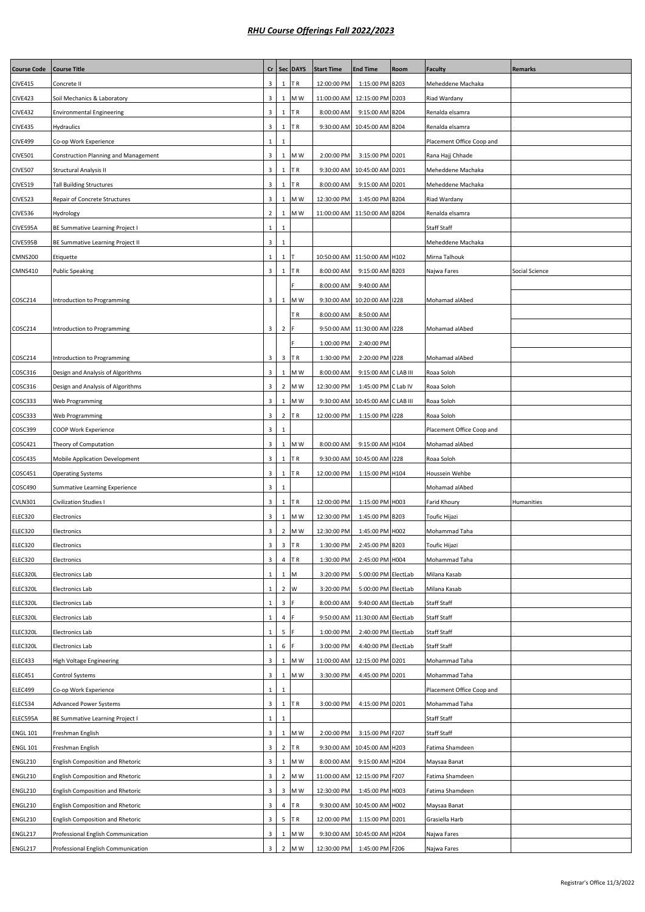# *RHU Course Offerings Fall 2022/2023*

| Course Code | Course Title | Cr | Sec | DAYS | Start Time | End Time | Room | Faculty | Remarks |
|---|---|---|---|---|---|---|---|---|---|
| CIVE415 | Concrete II | 3 | 1 | T R | 12:00:00 PM | 1:15:00 PM | B203 | Meheddene Machaka | |
| CIVE423 | Soil Mechanics & Laboratory | 3 | 1 | M W | 11:00:00 AM | 12:15:00 PM | D203 | Riad Wardany | |
| CIVE432 | Environmental Engineering | 3 | 1 | T R | 8:00:00 AM | 9:15:00 AM | B204 | Renalda elsamra | |
| CIVE435 | Hydraulics | 3 | 1 | T R | 9:30:00 AM | 10:45:00 AM | B204 | Renalda elsamra | |
| CIVE499 | Co-op Work Experience | 1 | 1 | | | | | Placement Office Coop and | |
| CIVE501 | Construction Planning and Management | 3 | 1 | M W | 2:00:00 PM | 3:15:00 PM | D201 | Rana Hajj Chhade | |
| CIVE507 | Structural Analysis II | 3 | 1 | T R | 9:30:00 AM | 10:45:00 AM | D201 | Meheddene Machaka | |
| CIVE519 | Tall Building Structures | 3 | 1 | T R | 8:00:00 AM | 9:15:00 AM | D201 | Meheddene Machaka | |
| CIVE523 | Repair of Concrete Structures | 3 | 1 | M W | 12:30:00 PM | 1:45:00 PM | B204 | Riad Wardany | |
| CIVE536 | Hydrology | 2 | 1 | M W | 11:00:00 AM | 11:50:00 AM | B204 | Renalda elsamra | |
| CIVE595A | BE Summative Learning Project I | 1 | 1 | | | | | Staff Staff | |
| CIVE595B | BE Summative Learning Project II | 3 | 1 | | | | | Meheddene Machaka | |
| CMNS200 | Etiquette | 1 | 1 | T | 10:50:00 AM | 11:50:00 AM | H102 | Mirna Talhouk | |
| CMNS410 | Public Speaking | 3 | 1 | T R | 8:00:00 AM | 9:15:00 AM | B203 | Najwa Fares | Social Science |
| | | | | F | 8:00:00 AM | 9:40:00 AM | | | |
| COSC214 | Introduction to Programming | 3 | 1 | M W | 9:30:00 AM | 10:20:00 AM | I228 | Mohamad alAbed | |
| | | | | T R | 8:00:00 AM | 8:50:00 AM | | | |
| COSC214 | Introduction to Programming | 3 | 2 | F | 9:50:00 AM | 11:30:00 AM | I228 | Mohamad alAbed | |
| | | | | F | 1:00:00 PM | 2:40:00 PM | | | |
| COSC214 | Introduction to Programming | 3 | 3 | T R | 1:30:00 PM | 2:20:00 PM | I228 | Mohamad alAbed | |
| COSC316 | Design and Analysis of Algorithms | 3 | 1 | M W | 8:00:00 AM | 9:15:00 AM | C LAB III | Roaa Soloh | |
| COSC316 | Design and Analysis of Algorithms | 3 | 2 | M W | 12:30:00 PM | 1:45:00 PM | C Lab IV | Roaa Soloh | |
| COSC333 | Web Programming | 3 | 1 | M W | 9:30:00 AM | 10:45:00 AM | C LAB III | Roaa Soloh | |
| COSC333 | Web Programming | 3 | 2 | T R | 12:00:00 PM | 1:15:00 PM | I228 | Roaa Soloh | |
| COSC399 | COOP Work Experience | 3 | 1 | | | | | Placement Office Coop and | |
| COSC421 | Theory of Computation | 3 | 1 | M W | 8:00:00 AM | 9:15:00 AM | H104 | Mohamad alAbed | |
| COSC435 | Mobile Application Development | 3 | 1 | T R | 9:30:00 AM | 10:45:00 AM | I228 | Roaa Soloh | |
| COSC451 | Operating Systems | 3 | 1 | T R | 12:00:00 PM | 1:15:00 PM | H104 | Houssein Wehbe | |
| COSC490 | Summative Learning Experience | 3 | 1 | | | | | Mohamad alAbed | |
| CVLN301 | Civilization Studies I | 3 | 1 | T R | 12:00:00 PM | 1:15:00 PM | H003 | Farid Khoury | Humanities |
| ELEC320 | Electronics | 3 | 1 | M W | 12:30:00 PM | 1:45:00 PM | B203 | Toufic Hijazi | |
| ELEC320 | Electronics | 3 | 2 | M W | 12:30:00 PM | 1:45:00 PM | H002 | Mohammad Taha | |
| ELEC320 | Electronics | 3 | 3 | T R | 1:30:00 PM | 2:45:00 PM | B203 | Toufic Hijazi | |
| ELEC320 | Electronics | 3 | 4 | T R | 1:30:00 PM | 2:45:00 PM | H004 | Mohammad Taha | |
| ELEC320L | Electronics Lab | 1 | 1 | M | 3:20:00 PM | 5:00:00 PM | ElectLab | Milana Kasab | |
| ELEC320L | Electronics Lab | 1 | 2 | W | 3:20:00 PM | 5:00:00 PM | ElectLab | Milana Kasab | |
| ELEC320L | Electronics Lab | 1 | 3 | F | 8:00:00 AM | 9:40:00 AM | ElectLab | Staff Staff | |
| ELEC320L | Electronics Lab | 1 | 4 | F | 9:50:00 AM | 11:30:00 AM | ElectLab | Staff Staff | |
| ELEC320L | Electronics Lab | 1 | 5 | F | 1:00:00 PM | 2:40:00 PM | ElectLab | Staff Staff | |
| ELEC320L | Electronics Lab | 1 | 6 | F | 3:00:00 PM | 4:40:00 PM | ElectLab | Staff Staff | |
| ELEC433 | High Voltage Engineering | 3 | 1 | M W | 11:00:00 AM | 12:15:00 PM | D201 | Mohammad Taha | |
| ELEC451 | Control Systems | 3 | 1 | M W | 3:30:00 PM | 4:45:00 PM | D201 | Mohammad Taha | |
| ELEC499 | Co-op Work Experience | 1 | 1 | | | | | Placement Office Coop and | |
| ELEC534 | Advanced Power Systems | 3 | 1 | T R | 3:00:00 PM | 4:15:00 PM | D201 | Mohammad Taha | |
| ELEC595A | BE Summative Learning Project I | 1 | 1 | | | | | Staff Staff | |
| ENGL 101 | Freshman English | 3 | 1 | M W | 2:00:00 PM | 3:15:00 PM | F207 | Staff Staff | |
| ENGL 101 | Freshman English | 3 | 2 | T R | 9:30:00 AM | 10:45:00 AM | H203 | Fatima Shamdeen | |
| ENGL210 | English Composition and Rhetoric | 3 | 1 | M W | 8:00:00 AM | 9:15:00 AM | H204 | Maysaa Banat | |
| ENGL210 | English Composition and Rhetoric | 3 | 2 | M W | 11:00:00 AM | 12:15:00 PM | F207 | Fatima Shamdeen | |
| ENGL210 | English Composition and Rhetoric | 3 | 3 | M W | 12:30:00 PM | 1:45:00 PM | H003 | Fatima Shamdeen | |
| ENGL210 | English Composition and Rhetoric | 3 | 4 | T R | 9:30:00 AM | 10:45:00 AM | H002 | Maysaa Banat | |
| ENGL210 | English Composition and Rhetoric | 3 | 5 | T R | 12:00:00 PM | 1:15:00 PM | D201 | Grasiella Harb | |
| ENGL217 | Professional English Communication | 3 | 1 | M W | 9:30:00 AM | 10:45:00 AM | H204 | Najwa Fares | |
| ENGL217 | Professional English Communication | 3 | 2 | M W | 12:30:00 PM | 1:45:00 PM | F206 | Najwa Fares | |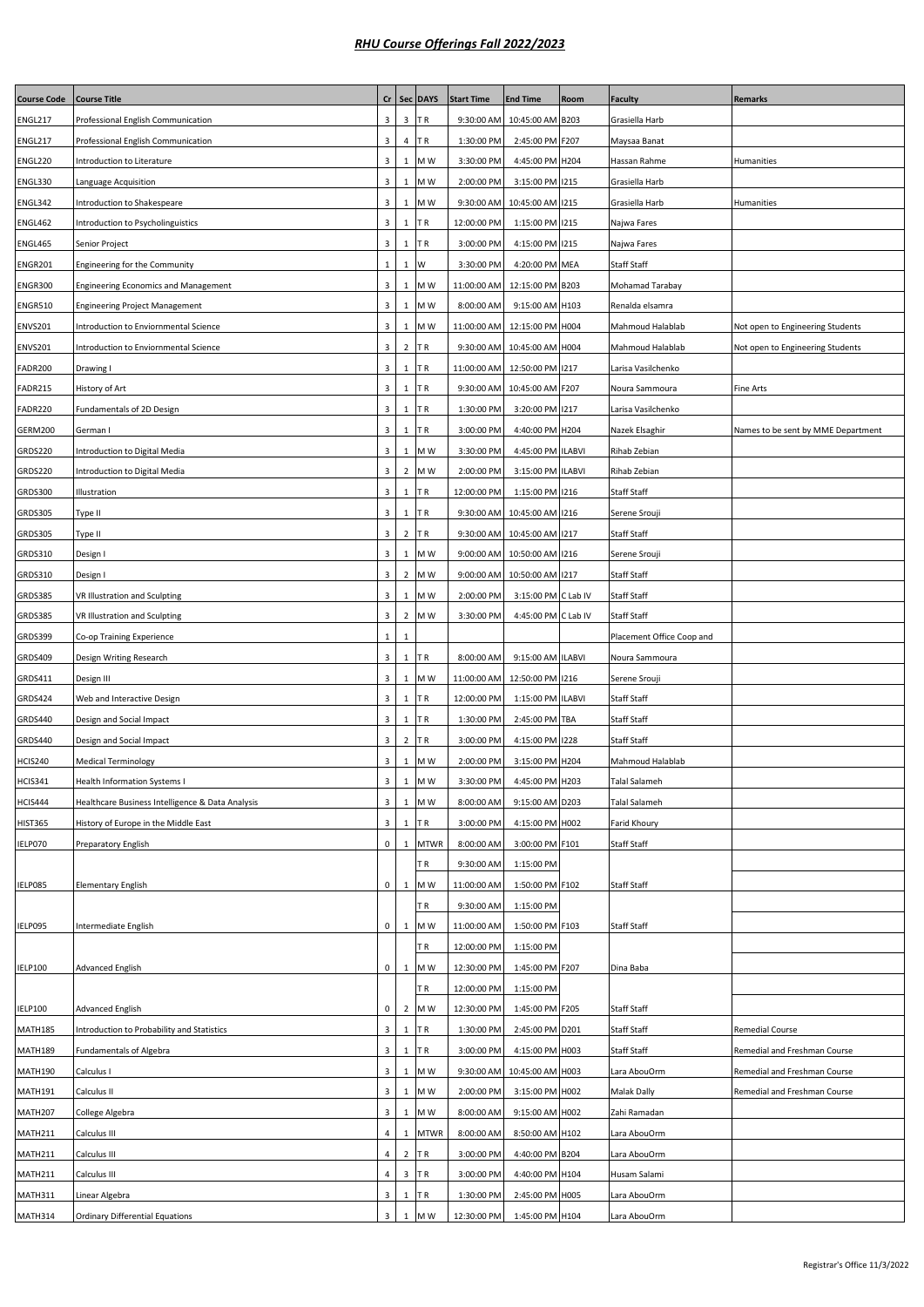# *RHU Course Offerings Fall 2022/2023*

| Course Code | Course Title | Cr | Sec | DAYS | Start Time | End Time | Room | Faculty | Remarks |
|---|---|---|---|---|---|---|---|---|---|
| ENGL217 | Professional English Communication | 3 | 3 | T R | 9:30:00 AM | 10:45:00 AM | B203 | Grasiella Harb | |
| ENGL217 | Professional English Communication | 3 | 4 | T R | 1:30:00 PM | 2:45:00 PM | F207 | Maysaa Banat | |
| ENGL220 | Introduction to Literature | 3 | 1 | M W | 3:30:00 PM | 4:45:00 PM | H204 | Hassan Rahme | Humanities |
| ENGL330 | Language Acquisition | 3 | 1 | M W | 2:00:00 PM | 3:15:00 PM | I215 | Grasiella Harb | |
| ENGL342 | Introduction to Shakespeare | 3 | 1 | M W | 9:30:00 AM | 10:45:00 AM | I215 | Grasiella Harb | Humanities |
| ENGL462 | Introduction to Psycholinguistics | 3 | 1 | T R | 12:00:00 PM | 1:15:00 PM | I215 | Najwa Fares | |
| ENGL465 | Senior Project | 3 | 1 | T R | 3:00:00 PM | 4:15:00 PM | I215 | Najwa Fares | |
| ENGR201 | Engineering for the Community | 1 | 1 | W | 3:30:00 PM | 4:20:00 PM | MEA | Staff Staff | |
| ENGR300 | Engineering Economics and Management | 3 | 1 | M W | 11:00:00 AM | 12:15:00 PM | B203 | Mohamad Tarabay | |
| ENGR510 | Engineering Project Management | 3 | 1 | M W | 8:00:00 AM | 9:15:00 AM | H103 | Renalda elsamra | |
| ENVS201 | Introduction to Enviornmental Science | 3 | 1 | M W | 11:00:00 AM | 12:15:00 PM | H004 | Mahmoud Halablab | Not open to Engineering Students |
| ENVS201 | Introduction to Enviornmental Science | 3 | 2 | T R | 9:30:00 AM | 10:45:00 AM | H004 | Mahmoud Halablab | Not open to Engineering Students |
| FADR200 | Drawing I | 3 | 1 | T R | 11:00:00 AM | 12:50:00 PM | I217 | Larisa Vasilchenko | |
| FADR215 | History of Art | 3 | 1 | T R | 9:30:00 AM | 10:45:00 AM | F207 | Noura Sammoura | Fine Arts |
| FADR220 | Fundamentals of 2D Design | 3 | 1 | T R | 1:30:00 PM | 3:20:00 PM | I217 | Larisa Vasilchenko | |
| GERM200 | German I | 3 | 1 | T R | 3:00:00 PM | 4:40:00 PM | H204 | Nazek Elsaghir | Names to be sent by MME Department |
| GRDS220 | Introduction to Digital Media | 3 | 1 | M W | 3:30:00 PM | 4:45:00 PM | ILABVI | Rihab Zebian | |
| GRDS220 | Introduction to Digital Media | 3 | 2 | M W | 2:00:00 PM | 3:15:00 PM | ILABVI | Rihab Zebian | |
| GRDS300 | Illustration | 3 | 1 | T R | 12:00:00 PM | 1:15:00 PM | I216 | Staff Staff | |
| GRDS305 | Type II | 3 | 1 | T R | 9:30:00 AM | 10:45:00 AM | I216 | Serene Srouji | |
| GRDS305 | Type II | 3 | 2 | T R | 9:30:00 AM | 10:45:00 AM | I217 | Staff Staff | |
| GRDS310 | Design I | 3 | 1 | M W | 9:00:00 AM | 10:50:00 AM | I216 | Serene Srouji | |
| GRDS310 | Design I | 3 | 2 | M W | 9:00:00 AM | 10:50:00 AM | I217 | Staff Staff | |
| GRDS385 | VR Illustration and Sculpting | 3 | 1 | M W | 2:00:00 PM | 3:15:00 PM | C Lab IV | Staff Staff | |
| GRDS385 | VR Illustration and Sculpting | 3 | 2 | M W | 3:30:00 PM | 4:45:00 PM | C Lab IV | Staff Staff | |
| GRDS399 | Co-op Training Experience | 1 | 1 | | | | | Placement Office Coop and | |
| GRDS409 | Design Writing Research | 3 | 1 | T R | 8:00:00 AM | 9:15:00 AM | ILABVI | Noura Sammoura | |
| GRDS411 | Design III | 3 | 1 | M W | 11:00:00 AM | 12:50:00 PM | I216 | Serene Srouji | |
| GRDS424 | Web and Interactive Design | 3 | 1 | T R | 12:00:00 PM | 1:15:00 PM | ILABVI | Staff Staff | |
| GRDS440 | Design and Social Impact | 3 | 1 | T R | 1:30:00 PM | 2:45:00 PM | TBA | Staff Staff | |
| GRDS440 | Design and Social Impact | 3 | 2 | T R | 3:00:00 PM | 4:15:00 PM | I228 | Staff Staff | |
| HCIS240 | Medical Terminology | 3 | 1 | M W | 2:00:00 PM | 3:15:00 PM | H204 | Mahmoud Halablab | |
| HCIS341 | Health Information Systems I | 3 | 1 | M W | 3:30:00 PM | 4:45:00 PM | H203 | Talal Salameh | |
| HCIS444 | Healthcare Business Intelligence & Data Analysis | 3 | 1 | M W | 8:00:00 AM | 9:15:00 AM | D203 | Talal Salameh | |
| HIST365 | History of Europe in the Middle East | 3 | 1 | T R | 3:00:00 PM | 4:15:00 PM | H002 | Farid Khoury | |
| IELP070 | Preparatory English | 0 | 1 | MTWR | 8:00:00 AM | 3:00:00 PM | F101 | Staff Staff | |
| | | | | T R | 9:30:00 AM | 1:15:00 PM | | | |
| IELP085 | Elementary English | 0 | 1 | M W | 11:00:00 AM | 1:50:00 PM | F102 | Staff Staff | |
| | | | | T R | 9:30:00 AM | 1:15:00 PM | | | |
| IELP095 | Intermediate English | 0 | 1 | M W | 11:00:00 AM | 1:50:00 PM | F103 | Staff Staff | |
| | | | | T R | 12:00:00 PM | 1:15:00 PM | | | |
| IELP100 | Advanced English | 0 | 1 | M W | 12:30:00 PM | 1:45:00 PM | F207 | Dina Baba | |
| | | | | T R | 12:00:00 PM | 1:15:00 PM | | | |
| IELP100 | Advanced English | 0 | 2 | M W | 12:30:00 PM | 1:45:00 PM | F205 | Staff Staff | |
| MATH185 | Introduction to Probability and Statistics | 3 | 1 | T R | 1:30:00 PM | 2:45:00 PM | D201 | Staff Staff | Remedial Course |
| MATH189 | Fundamentals of Algebra | 3 | 1 | T R | 3:00:00 PM | 4:15:00 PM | H003 | Staff Staff | Remedial and Freshman Course |
| MATH190 | Calculus I | 3 | 1 | M W | 9:30:00 AM | 10:45:00 AM | H003 | Lara AbouOrm | Remedial and Freshman Course |
| MATH191 | Calculus II | 3 | 1 | M W | 2:00:00 PM | 3:15:00 PM | H002 | Malak Dally | Remedial and Freshman Course |
| MATH207 | College Algebra | 3 | 1 | M W | 8:00:00 AM | 9:15:00 AM | H002 | Zahi Ramadan | |
| MATH211 | Calculus III | 4 | 1 | MTWR | 8:00:00 AM | 8:50:00 AM | H102 | Lara AbouOrm | |
| MATH211 | Calculus III | 4 | 2 | T R | 3:00:00 PM | 4:40:00 PM | B204 | Lara AbouOrm | |
| MATH211 | Calculus III | 4 | 3 | T R | 3:00:00 PM | 4:40:00 PM | H104 | Husam Salami | |
| MATH311 | Linear Algebra | 3 | 1 | T R | 1:30:00 PM | 2:45:00 PM | H005 | Lara AbouOrm | |
| MATH314 | Ordinary Differential Equations | 3 | 1 | M W | 12:30:00 PM | 1:45:00 PM | H104 | Lara AbouOrm | |

Registrar's Office 11/3/2022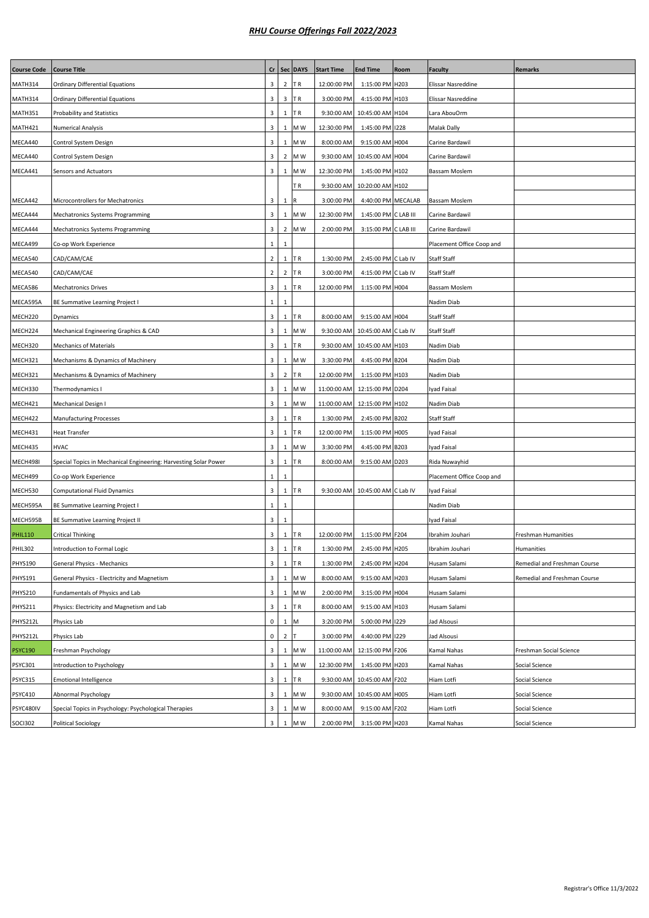# *RHU Course Offerings Fall 2022/2023*

| Course Code | Course Title | Cr | Sec | DAYS | Start Time | End Time | Room | Faculty | Remarks |
|---|---|---|---|---|---|---|---|---|---|
| MATH314 | Ordinary Differential Equations | 3 | 2 | T R | 12:00:00 PM | 1:15:00 PM | H203 | Elissar Nasreddine | |
| MATH314 | Ordinary Differential Equations | 3 | 3 | T R | 3:00:00 PM | 4:15:00 PM | H103 | Elissar Nasreddine | |
| MATH351 | Probability and Statistics | 3 | 1 | T R | 9:30:00 AM | 10:45:00 AM | H104 | Lara AbouOrm | |
| MATH421 | Numerical Analysis | 3 | 1 | M W | 12:30:00 PM | 1:45:00 PM | I228 | Malak Dally | |
| MECA440 | Control System Design | 3 | 1 | M W | 8:00:00 AM | 9:15:00 AM | H004 | Carine Bardawil | |
| MECA440 | Control System Design | 3 | 2 | M W | 9:30:00 AM | 10:45:00 AM | H004 | Carine Bardawil | |
| MECA441 | Sensors and Actuators | 3 | 1 | M W | 12:30:00 PM | 1:45:00 PM | H102 | Bassam Moslem | |
| | | | | T R | 9:30:00 AM | 10:20:00 AM | H102 | | |
| MECA442 | Microcontrollers for Mechatronics | 3 | 1 | R | 3:00:00 PM | 4:40:00 PM | MECALAB | Bassam Moslem | |
| MECA444 | Mechatronics Systems Programming | 3 | 1 | M W | 12:30:00 PM | 1:45:00 PM | C LAB III | Carine Bardawil | |
| MECA444 | Mechatronics Systems Programming | 3 | 2 | M W | 2:00:00 PM | 3:15:00 PM | C LAB III | Carine Bardawil | |
| MECA499 | Co-op Work Experience | 1 | 1 | | | | | Placement Office Coop and | |
| MECA540 | CAD/CAM/CAE | 2 | 1 | T R | 1:30:00 PM | 2:45:00 PM | C Lab IV | Staff Staff | |
| MECA540 | CAD/CAM/CAE | 2 | 2 | T R | 3:00:00 PM | 4:15:00 PM | C Lab IV | Staff Staff | |
| MECA586 | Mechatronics Drives | 3 | 1 | T R | 12:00:00 PM | 1:15:00 PM | H004 | Bassam Moslem | |
| MECA595A | BE Summative Learning Project I | 1 | 1 | | | | | Nadim Diab | |
| MECH220 | Dynamics | 3 | 1 | T R | 8:00:00 AM | 9:15:00 AM | H004 | Staff Staff | |
| MECH224 | Mechanical Engineering Graphics & CAD | 3 | 1 | M W | 9:30:00 AM | 10:45:00 AM | C Lab IV | Staff Staff | |
| MECH320 | Mechanics of Materials | 3 | 1 | T R | 9:30:00 AM | 10:45:00 AM | H103 | Nadim Diab | |
| MECH321 | Mechanisms & Dynamics of Machinery | 3 | 1 | M W | 3:30:00 PM | 4:45:00 PM | B204 | Nadim Diab | |
| MECH321 | Mechanisms & Dynamics of Machinery | 3 | 2 | T R | 12:00:00 PM | 1:15:00 PM | H103 | Nadim Diab | |
| MECH330 | Thermodynamics I | 3 | 1 | M W | 11:00:00 AM | 12:15:00 PM | D204 | Iyad Faisal | |
| MECH421 | Mechanical Design I | 3 | 1 | M W | 11:00:00 AM | 12:15:00 PM | H102 | Nadim Diab | |
| MECH422 | Manufacturing Processes | 3 | 1 | T R | 1:30:00 PM | 2:45:00 PM | B202 | Staff Staff | |
| MECH431 | Heat Transfer | 3 | 1 | T R | 12:00:00 PM | 1:15:00 PM | H005 | Iyad Faisal | |
| MECH435 | HVAC | 3 | 1 | M W | 3:30:00 PM | 4:45:00 PM | B203 | Iyad Faisal | |
| MECH498I | Special Topics in Mechanical Engineering: Harvesting Solar Power | 3 | 1 | T R | 8:00:00 AM | 9:15:00 AM | D203 | Rida Nuwayhid | |
| MECH499 | Co-op Work Experience | 1 | 1 | | | | | Placement Office Coop and | |
| MECH530 | Computational Fluid Dynamics | 3 | 1 | T R | 9:30:00 AM | 10:45:00 AM | C Lab IV | Iyad Faisal | |
| MECH595A | BE Summative Learning Project I | 1 | 1 | | | | | Nadim Diab | |
| MECH595B | BE Summative Learning Project II | 3 | 1 | | | | | Iyad Faisal | |
| PHIL110 | Critical Thinking | 3 | 1 | T R | 12:00:00 PM | 1:15:00 PM | F204 | Ibrahim Jouhari | Freshman Humanities |
| PHIL302 | Introduction to Formal Logic | 3 | 1 | T R | 1:30:00 PM | 2:45:00 PM | H205 | Ibrahim Jouhari | Humanities |
| PHYS190 | General Physics - Mechanics | 3 | 1 | T R | 1:30:00 PM | 2:45:00 PM | H204 | Husam Salami | Remedial and Freshman Course |
| PHYS191 | General Physics - Electricity and Magnetism | 3 | 1 | M W | 8:00:00 AM | 9:15:00 AM | H203 | Husam Salami | Remedial and Freshman Course |
| PHYS210 | Fundamentals of Physics and Lab | 3 | 1 | M W | 2:00:00 PM | 3:15:00 PM | H004 | Husam Salami | |
| PHYS211 | Physics: Electricity and Magnetism and Lab | 3 | 1 | T R | 8:00:00 AM | 9:15:00 AM | H103 | Husam Salami | |
| PHYS212L | Physics Lab | 0 | 1 | M | 3:20:00 PM | 5:00:00 PM | I229 | Jad Alsousi | |
| PHYS212L | Physics Lab | 0 | 2 | T | 3:00:00 PM | 4:40:00 PM | I229 | Jad Alsousi | |
| PSYC190 | Freshman Psychology | 3 | 1 | M W | 11:00:00 AM | 12:15:00 PM | F206 | Kamal Nahas | Freshman Social Science |
| PSYC301 | Introduction to Psychology | 3 | 1 | M W | 12:30:00 PM | 1:45:00 PM | H203 | Kamal Nahas | Social Science |
| PSYC315 | Emotional Intelligence | 3 | 1 | T R | 9:30:00 AM | 10:45:00 AM | F202 | Hiam Lotfi | Social Science |
| PSYC410 | Abnormal Psychology | 3 | 1 | M W | 9:30:00 AM | 10:45:00 AM | H005 | Hiam Lotfi | Social Science |
| PSYC480IV | Special Topics in Psychology: Psychological Therapies | 3 | 1 | M W | 8:00:00 AM | 9:15:00 AM | F202 | Hiam Lotfi | Social Science |
| SOCI302 | Political Sociology | 3 | 1 | M W | 2:00:00 PM | 3:15:00 PM | H203 | Kamal Nahas | Social Science |

Registrar's Office 11/3/2022